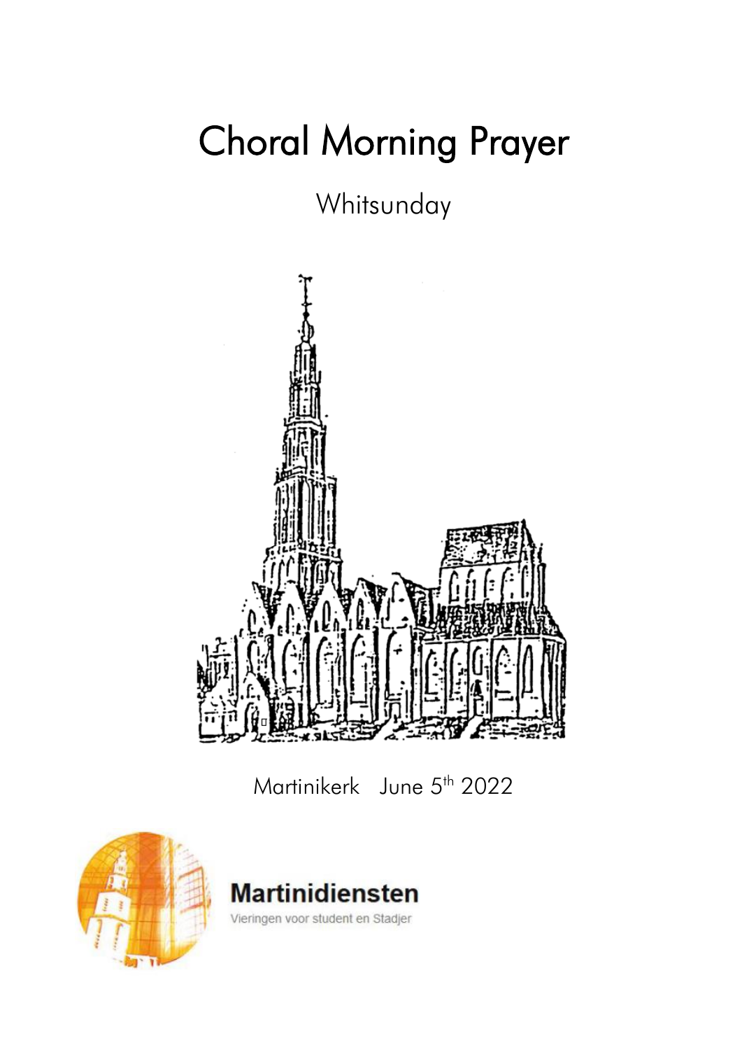# Choral Morning Prayer

## Whitsunday

Martinikerk June 5th 2022

**Martinidiensten**

Vieringen voor student en Stadjer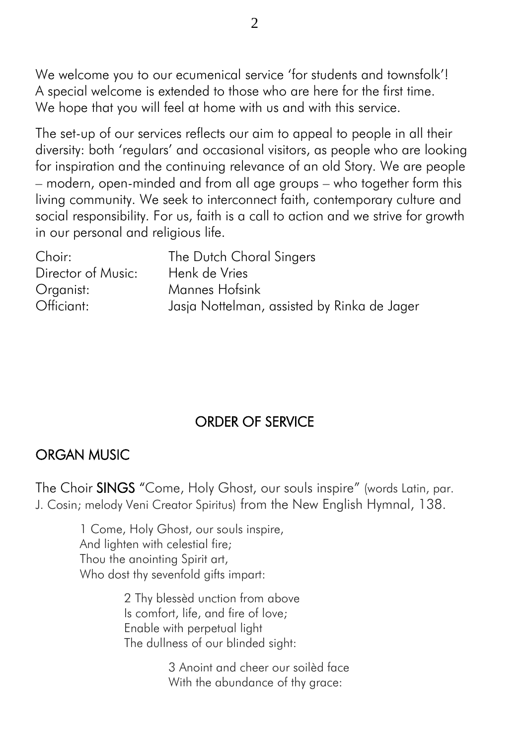We welcome you to our ecumenical service 'for students and townsfolk'!
A special welcome is extended to those who are here for the first time.
We hope that you will feel at home with us and with this service.

The set-up of our services reflects our aim to appeal to people in all their diversity: both 'regulars' and occasional visitors, as people who are looking for inspiration and the continuing relevance of an old Story. We are people – modern, open-minded and from all age groups – who together form this living community. We seek to interconnect faith, contemporary culture and social responsibility. For us, faith is a call to action and we strive for growth in our personal and religious life.

| | |
|---|---|
| Choir: | The Dutch Choral Singers |
| Director of Music: | Henk de Vries |
| Organist: | Mannes Hofsink |
| Officiant: | Jasja Nottelman, assisted by Rinka de Jager |

## ORDER OF SERVICE

## ORGAN MUSIC

The Choir **SINGS** "Come, Holy Ghost, our souls inspire" (words Latin, par. J. Cosin; melody Veni Creator Spiritus) from the New English Hymnal, 138.

1 Come, Holy Ghost, our souls inspire,
And lighten with celestial fire;
Thou the anointing Spirit art,
Who dost thy sevenfold gifts impart:

2 Thy blessèd unction from above
Is comfort, life, and fire of love;
Enable with perpetual light
The dullness of our blinded sight:

3 Anoint and cheer our soilèd face
With the abundance of thy grace: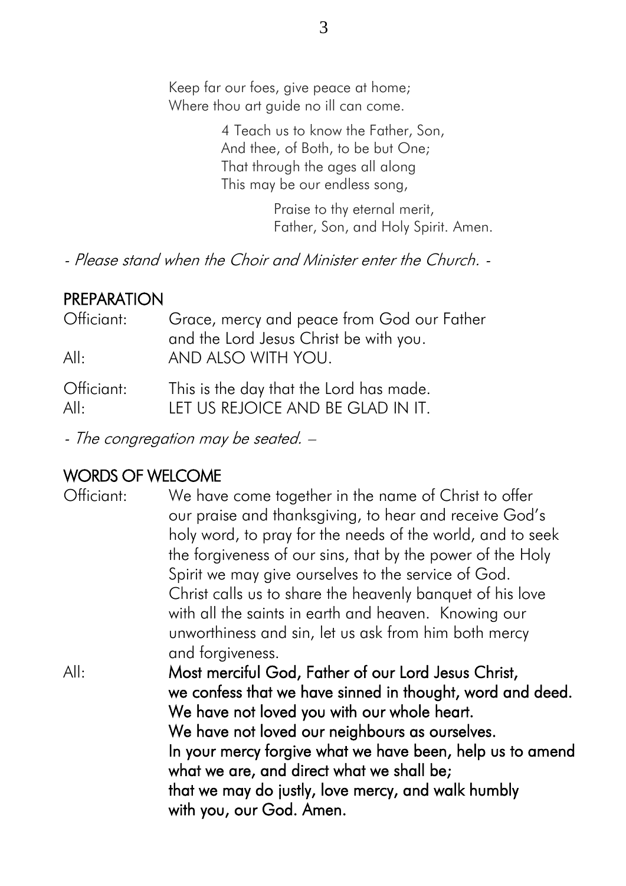Keep far our foes, give peace at home;
Where thou art guide no ill can come.

4 Teach us to know the Father, Son,
And thee, of Both, to be but One;
That through the ages all along
This may be our endless song,

Praise to thy eternal merit,
Father, Son, and Holy Spirit. Amen.

*- Please stand when the Choir and Minister enter the Church. -*

## PREPARATION

Officiant: Grace, mercy and peace from God our Father and the Lord Jesus Christ be with you.
All: AND ALSO WITH YOU.

Officiant: This is the day that the Lord has made.
All: LET US REJOICE AND BE GLAD IN IT.

*- The congregation may be seated. –*

## WORDS OF WELCOME

Officiant: We have come together in the name of Christ to offer our praise and thanksgiving, to hear and receive God's holy word, to pray for the needs of the world, and to seek the forgiveness of our sins, that by the power of the Holy Spirit we may give ourselves to the service of God. Christ calls us to share the heavenly banquet of his love with all the saints in earth and heaven. Knowing our unworthiness and sin, let us ask from him both mercy and forgiveness.

All: **Most merciful God, Father of our Lord Jesus Christ,
we confess that we have sinned in thought, word and deed.
We have not loved you with our whole heart.
We have not loved our neighbours as ourselves.
In your mercy forgive what we have been, help us to amend what we are, and direct what we shall be;
that we may do justly, love mercy, and walk humbly with you, our God. Amen.**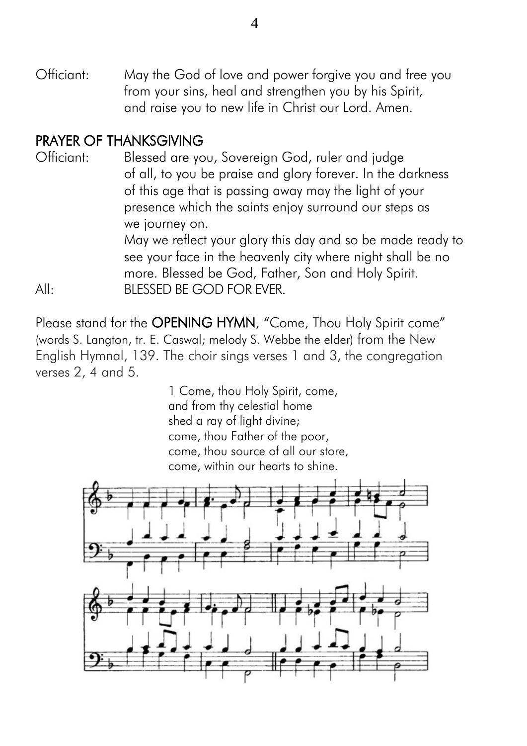Officiant: May the God of love and power forgive you and free you from your sins, heal and strengthen you by his Spirit, and raise you to new life in Christ our Lord. Amen.

## PRAYER OF THANKSGIVING

Officiant: Blessed are you, Sovereign God, ruler and judge of all, to you be praise and glory forever. In the darkness of this age that is passing away may the light of your presence which the saints enjoy surround our steps as we journey on.
May we reflect your glory this day and so be made ready to see your face in the heavenly city where night shall be no more. Blessed be God, Father, Son and Holy Spirit.

All: BLESSED BE GOD FOR EVER.

Please stand for the **OPENING HYMN**, "Come, Thou Holy Spirit come" (words S. Langton, tr. E. Caswal; melody S. Webbe the elder) from the New English Hymnal, 139. The choir sings verses 1 and 3, the congregation verses 2, 4 and 5.

1 Come, thou Holy Spirit, come,
and from thy celestial home
shed a ray of light divine;
come, thou Father of the poor,
come, thou source of all our store,
come, within our hearts to shine.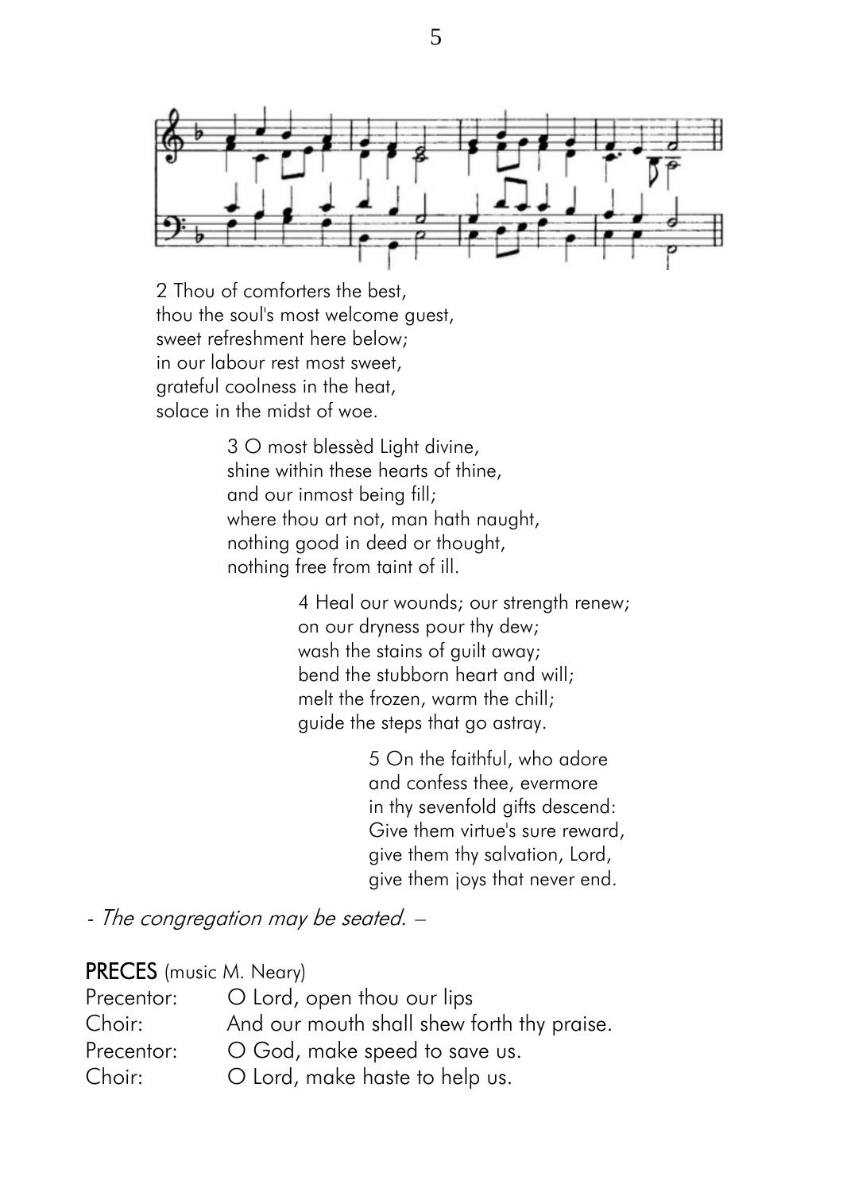2 Thou of comforters the best,
thou the soul's most welcome guest,
sweet refreshment here below;
in our labour rest most sweet,
grateful coolness in the heat,
solace in the midst of woe.

3 O most blessèd Light divine,
shine within these hearts of thine,
and our inmost being fill;
where thou art not, man hath naught,
nothing good in deed or thought,
nothing free from taint of ill.

4 Heal our wounds; our strength renew;
on our dryness pour thy dew;
wash the stains of guilt away;
bend the stubborn heart and will;
melt the frozen, warm the chill;
guide the steps that go astray.

5 On the faithful, who adore
and confess thee, evermore
in thy sevenfold gifts descend:
Give them virtue's sure reward,
give them thy salvation, Lord,
give them joys that never end.

*- The congregation may be seated. –*

**PRECES** (music M. Neary)

Precentor: O Lord, open thou our lips
Choir: And our mouth shall shew forth thy praise.
Precentor: O God, make speed to save us.
Choir: O Lord, make haste to help us.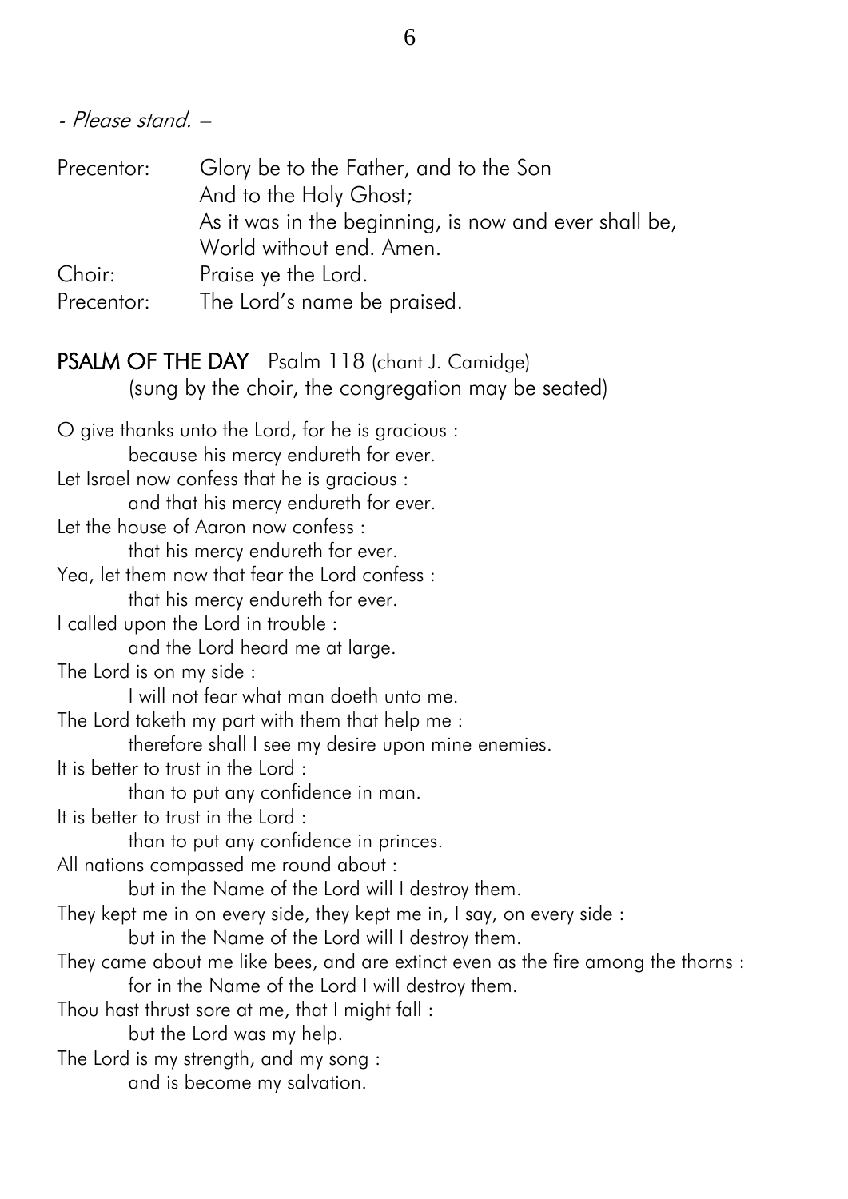*- Please stand. –*

Precentor: Glory be to the Father, and to the Son
And to the Holy Ghost;
As it was in the beginning, is now and ever shall be,
World without end. Amen.
Choir: Praise ye the Lord.
Precentor: The Lord's name be praised.

**PSALM OF THE DAY** Psalm 118 (chant J. Camidge)
(sung by the choir, the congregation may be seated)

O give thanks unto the Lord, for he is gracious :
because his mercy endureth for ever.
Let Israel now confess that he is gracious :
and that his mercy endureth for ever.
Let the house of Aaron now confess :
that his mercy endureth for ever.
Yea, let them now that fear the Lord confess :
that his mercy endureth for ever.
I called upon the Lord in trouble :
and the Lord heard me at large.
The Lord is on my side :
I will not fear what man doeth unto me.
The Lord taketh my part with them that help me :
therefore shall I see my desire upon mine enemies.
It is better to trust in the Lord :
than to put any confidence in man.
It is better to trust in the Lord :
than to put any confidence in princes.
All nations compassed me round about :
but in the Name of the Lord will I destroy them.
They kept me in on every side, they kept me in, I say, on every side :
but in the Name of the Lord will I destroy them.
They came about me like bees, and are extinct even as the fire among the thorns :
for in the Name of the Lord I will destroy them.
Thou hast thrust sore at me, that I might fall :
but the Lord was my help.
The Lord is my strength, and my song :
and is become my salvation.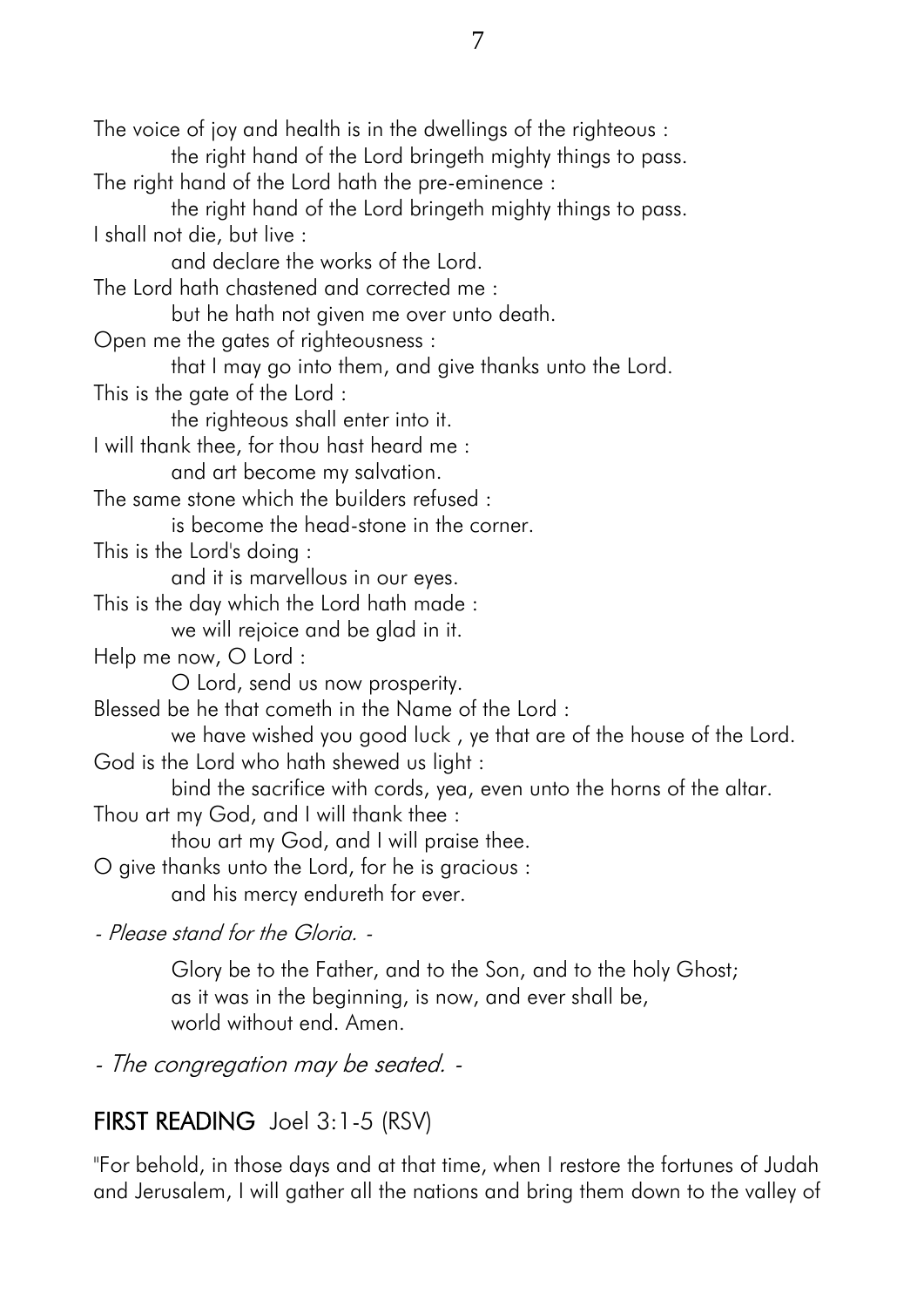The voice of joy and health is in the dwellings of the righteous :
    the right hand of the Lord bringeth mighty things to pass.
The right hand of the Lord hath the pre-eminence :
    the right hand of the Lord bringeth mighty things to pass.
I shall not die, but live :
    and declare the works of the Lord.
The Lord hath chastened and corrected me :
    but he hath not given me over unto death.
Open me the gates of righteousness :
    that I may go into them, and give thanks unto the Lord.
This is the gate of the Lord :
    the righteous shall enter into it.
I will thank thee, for thou hast heard me :
    and art become my salvation.
The same stone which the builders refused :
    is become the head-stone in the corner.
This is the Lord's doing :
    and it is marvellous in our eyes.
This is the day which the Lord hath made :
    we will rejoice and be glad in it.
Help me now, O Lord :
    O Lord, send us now prosperity.
Blessed be he that cometh in the Name of the Lord :
    we have wished you good luck , ye that are of the house of the Lord.
God is the Lord who hath shewed us light :
    bind the sacrifice with cords, yea, even unto the horns of the altar.
Thou art my God, and I will thank thee :
    thou art my God, and I will praise thee.
O give thanks unto the Lord, for he is gracious :
    and his mercy endureth for ever.

*- Please stand for the Gloria. -*

Glory be to the Father, and to the Son, and to the holy Ghost;
as it was in the beginning, is now, and ever shall be,
world without end. Amen.

*- The congregation may be seated. -*

## **FIRST READING** Joel 3:1-5 (RSV)

"For behold, in those days and at that time, when I restore the fortunes of Judah and Jerusalem, I will gather all the nations and bring them down to the valley of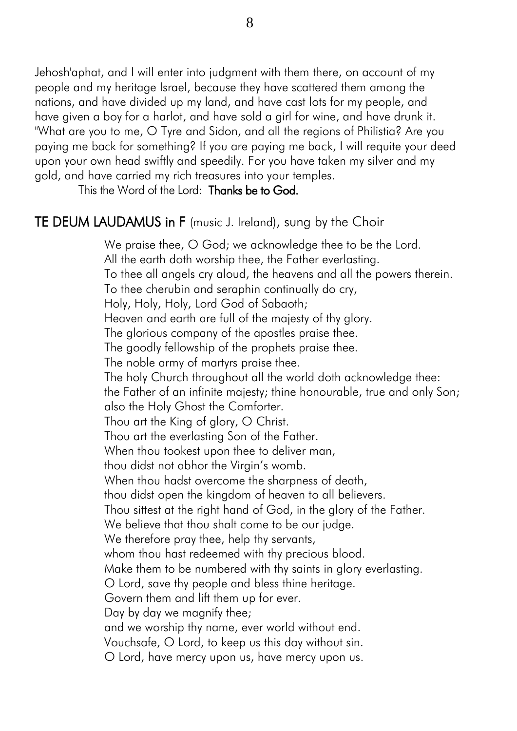Jehosh'aphat, and I will enter into judgment with them there, on account of my people and my heritage Israel, because they have scattered them among the nations, and have divided up my land, and have cast lots for my people, and have given a boy for a harlot, and have sold a girl for wine, and have drunk it. "What are you to me, O Tyre and Sidon, and all the regions of Philistia? Are you paying me back for something? If you are paying me back, I will requite your deed upon your own head swiftly and speedily. For you have taken my silver and my gold, and have carried my rich treasures into your temples.

This the Word of the Lord: **Thanks be to God.**

## TE DEUM LAUDAMUS in F (music J. Ireland), sung by the Choir

We praise thee, O God; we acknowledge thee to be the Lord.
All the earth doth worship thee, the Father everlasting.
To thee all angels cry aloud, the heavens and all the powers therein.
To thee cherubin and seraphin continually do cry,
Holy, Holy, Holy, Lord God of Sabaoth;
Heaven and earth are full of the majesty of thy glory.
The glorious company of the apostles praise thee.
The goodly fellowship of the prophets praise thee.
The noble army of martyrs praise thee.
The holy Church throughout all the world doth acknowledge thee:
the Father of an infinite majesty; thine honourable, true and only Son;
also the Holy Ghost the Comforter.
Thou art the King of glory, O Christ.
Thou art the everlasting Son of the Father.
When thou tookest upon thee to deliver man,
thou didst not abhor the Virgin's womb.
When thou hadst overcome the sharpness of death,
thou didst open the kingdom of heaven to all believers.
Thou sittest at the right hand of God, in the glory of the Father.
We believe that thou shalt come to be our judge.
We therefore pray thee, help thy servants,
whom thou hast redeemed with thy precious blood.
Make them to be numbered with thy saints in glory everlasting.
O Lord, save thy people and bless thine heritage.
Govern them and lift them up for ever.
Day by day we magnify thee;
and we worship thy name, ever world without end.
Vouchsafe, O Lord, to keep us this day without sin.
O Lord, have mercy upon us, have mercy upon us.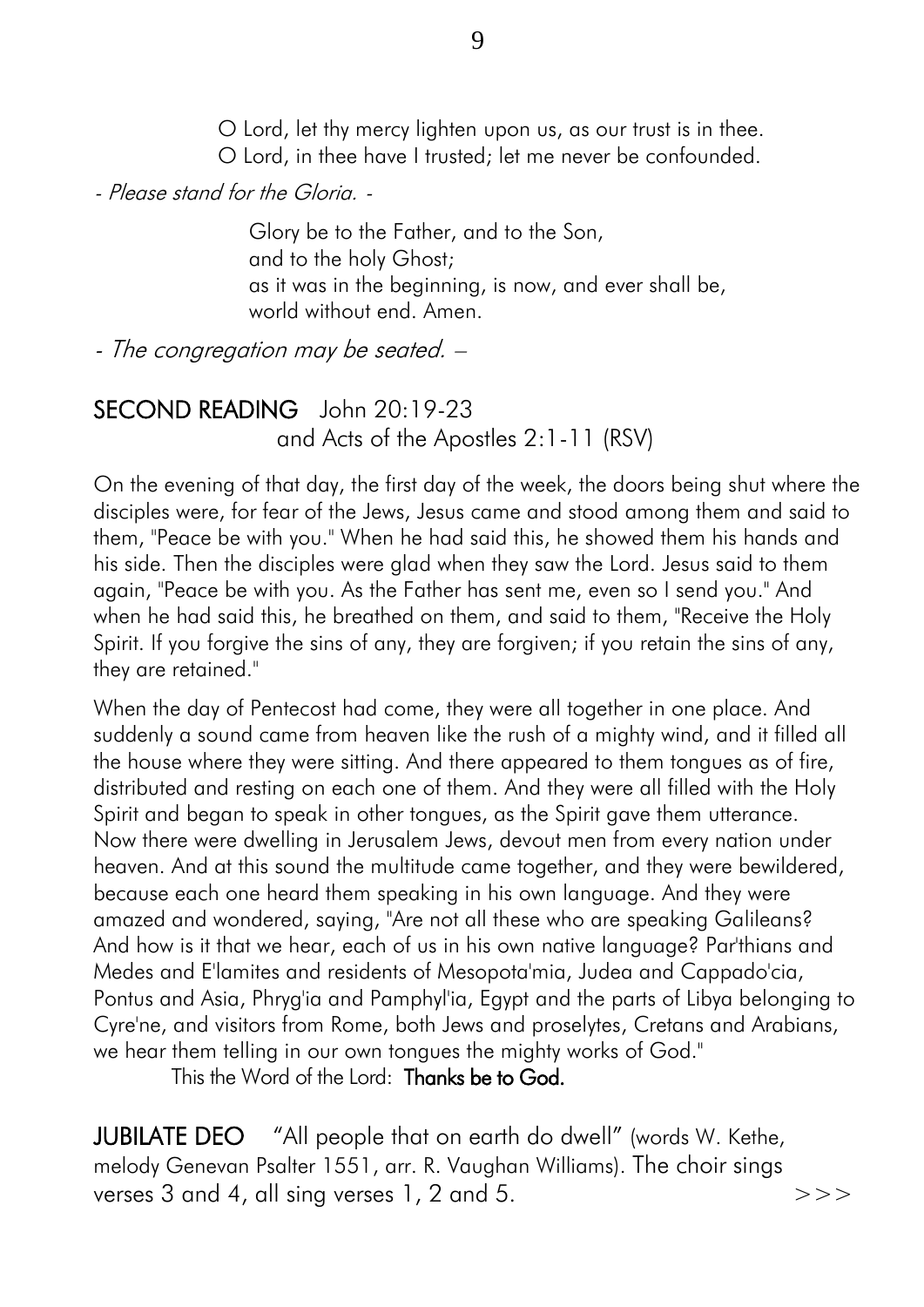O Lord, let thy mercy lighten upon us, as our trust is in thee.
O Lord, in thee have I trusted; let me never be confounded.

*- Please stand for the Gloria. -*

Glory be to the Father, and to the Son,
and to the holy Ghost;
as it was in the beginning, is now, and ever shall be,
world without end. Amen.

*- The congregation may be seated. –*

## SECOND READING John 20:19-23 and Acts of the Apostles 2:1-11 (RSV)

On the evening of that day, the first day of the week, the doors being shut where the disciples were, for fear of the Jews, Jesus came and stood among them and said to them, "Peace be with you." When he had said this, he showed them his hands and his side. Then the disciples were glad when they saw the Lord. Jesus said to them again, "Peace be with you. As the Father has sent me, even so I send you." And when he had said this, he breathed on them, and said to them, "Receive the Holy Spirit. If you forgive the sins of any, they are forgiven; if you retain the sins of any, they are retained."

When the day of Pentecost had come, they were all together in one place. And suddenly a sound came from heaven like the rush of a mighty wind, and it filled all the house where they were sitting. And there appeared to them tongues as of fire, distributed and resting on each one of them. And they were all filled with the Holy Spirit and began to speak in other tongues, as the Spirit gave them utterance. Now there were dwelling in Jerusalem Jews, devout men from every nation under heaven. And at this sound the multitude came together, and they were bewildered, because each one heard them speaking in his own language. And they were amazed and wondered, saying, "Are not all these who are speaking Galileans? And how is it that we hear, each of us in his own native language? Par'thians and Medes and E'lamites and residents of Mesopota'mia, Judea and Cappado'cia, Pontus and Asia, Phryg'ia and Pamphyl'ia, Egypt and the parts of Libya belonging to Cyre'ne, and visitors from Rome, both Jews and proselytes, Cretans and Arabians, we hear them telling in our own tongues the mighty works of God."

This the Word of the Lord: **Thanks be to God.**

**JUBILATE DEO** "All people that on earth do dwell" (words W. Kethe, melody Genevan Psalter 1551, arr. R. Vaughan Williams). The choir sings verses 3 and 4, all sing verses 1, 2 and 5. >>>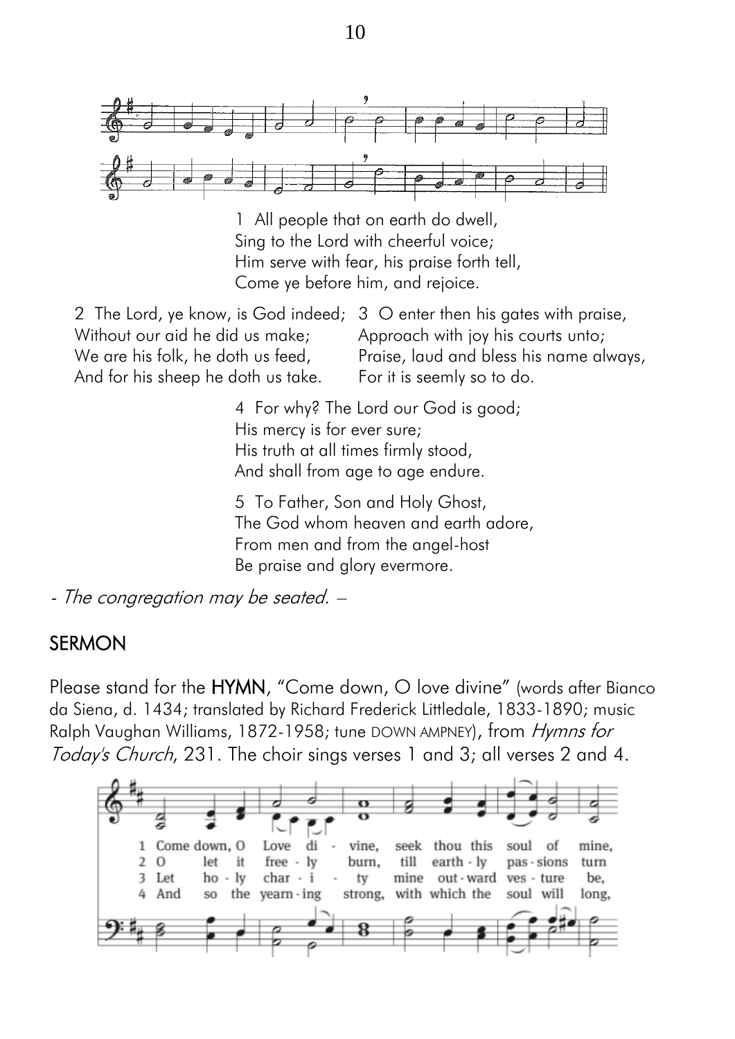1 All people that on earth do dwell,
Sing to the Lord with cheerful voice;
Him serve with fear, his praise forth tell,
Come ye before him, and rejoice.

2 The Lord, ye know, is God indeed;
Without our aid he did us make;
We are his folk, he doth us feed,
And for his sheep he doth us take.

3 O enter then his gates with praise,
Approach with joy his courts unto;
Praise, laud and bless his name always,
For it is seemly so to do.

4 For why? The Lord our God is good;
His mercy is for ever sure;
His truth at all times firmly stood,
And shall from age to age endure.

5 To Father, Son and Holy Ghost,
The God whom heaven and earth adore,
From men and from the angel-host
Be praise and glory evermore.

*- The congregation may be seated. –*

## SERMON

Please stand for the **HYMN**, "Come down, O love divine" (words after Bianco da Siena, d. 1434; translated by Richard Frederick Littledale, 1833-1890; music Ralph Vaughan Williams, 1872-1958; tune DOWN AMPNEY), from *Hymns for Today's Church*, 231. The choir sings verses 1 and 3; all verses 2 and 4.

1 Come down, O Love di - vine, seek thou this soul of mine,
2 O let it free - ly burn, till earth - ly pas - sions turn
3 Let ho - ly char - i - ty mine out - ward ves - ture be,
4 And so the yearn - ing strong, with which the soul will long,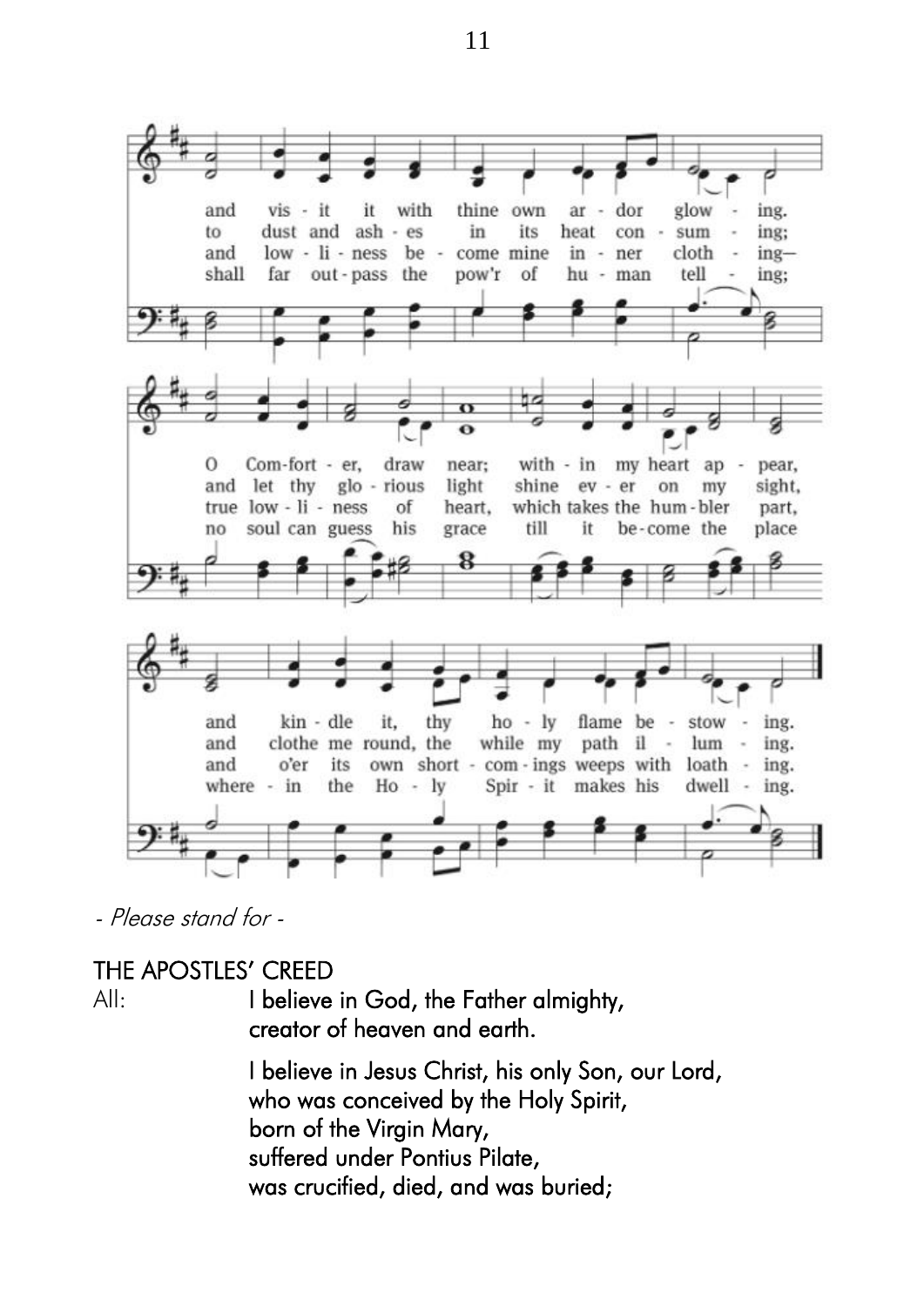and vis - it it with thine own ar - dor glow - ing.
to dust and ash - es in its heat con - sum - ing;
and low - li - ness be - come mine in - ner cloth - ing—
shall far out - pass the pow'r of hu - man tell - ing;

O Com - fort - er, draw near; with - in my heart ap - pear,
and let thy glo - rious light shine ev - er on my sight,
true low - li - ness of heart, which takes the hum - bler part,
no soul can guess his grace till it be - come the place

and kin - dle it, thy ho - ly flame be - stow - ing.
and clothe me round, the while my path il - lum - ing.
and o'er its own short - com - ings weeps with loath - ing.
where - in the Ho - ly Spir - it makes his dwell - ing.

*- Please stand for -*

## THE APOSTLES' CREED

All: **I believe in God, the Father almighty,**
**creator of heaven and earth.**

**I believe in Jesus Christ, his only Son, our Lord,**
**who was conceived by the Holy Spirit,**
**born of the Virgin Mary,**
**suffered under Pontius Pilate,**
**was crucified, died, and was buried;**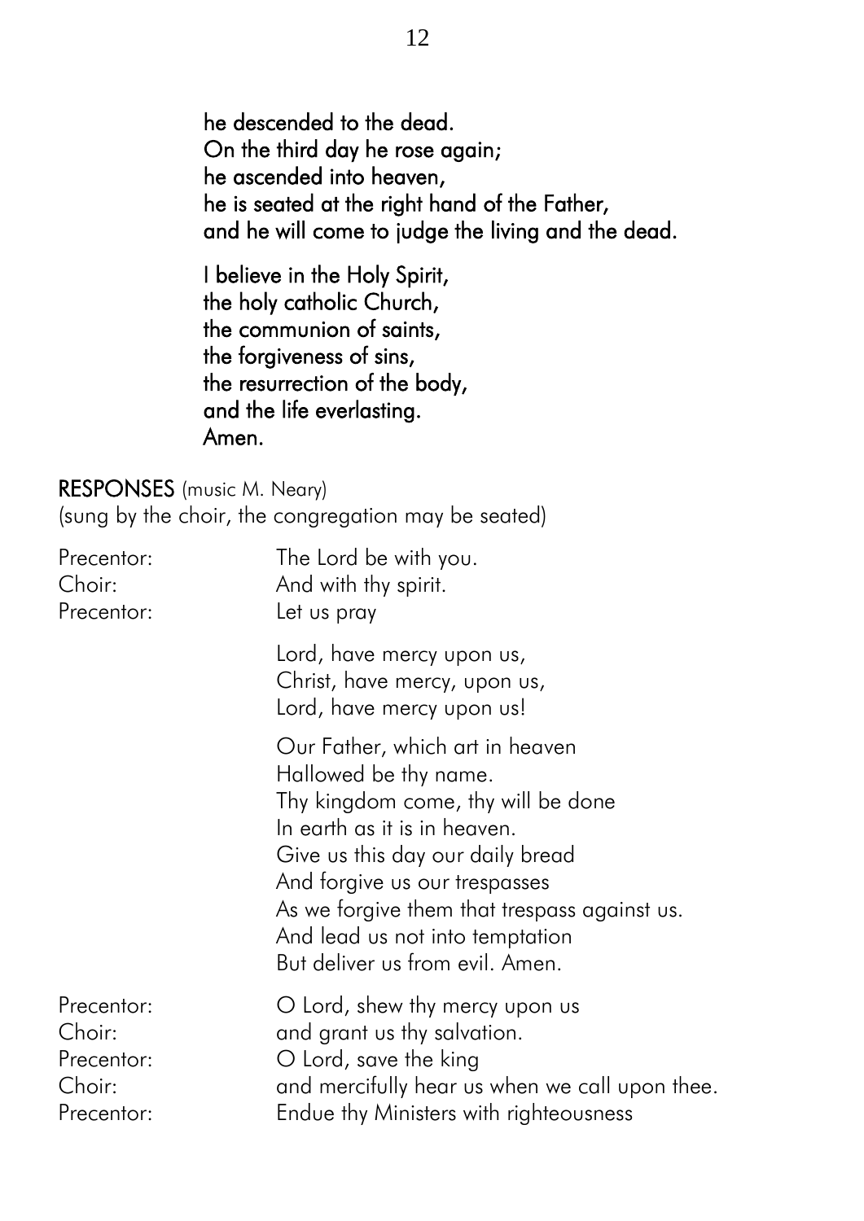**he descended to the dead.**
**On the third day he rose again;**
**he ascended into heaven,**
**he is seated at the right hand of the Father,**
**and he will come to judge the living and the dead.**

**I believe in the Holy Spirit,**
**the holy catholic Church,**
**the communion of saints,**
**the forgiveness of sins,**
**the resurrection of the body,**
**and the life everlasting.**
**Amen.**

**RESPONSES** (music M. Neary)
(sung by the choir, the congregation may be seated)

Precentor: The Lord be with you.
Choir: And with thy spirit.
Precentor: Let us pray

Lord, have mercy upon us,
Christ, have mercy, upon us,
Lord, have mercy upon us!

Our Father, which art in heaven
Hallowed be thy name.
Thy kingdom come, thy will be done
In earth as it is in heaven.
Give us this day our daily bread
And forgive us our trespasses
As we forgive them that trespass against us.
And lead us not into temptation
But deliver us from evil. Amen.

Precentor: O Lord, shew thy mercy upon us
Choir: and grant us thy salvation.
Precentor: O Lord, save the king
Choir: and mercifully hear us when we call upon thee.
Precentor: Endue thy Ministers with righteousness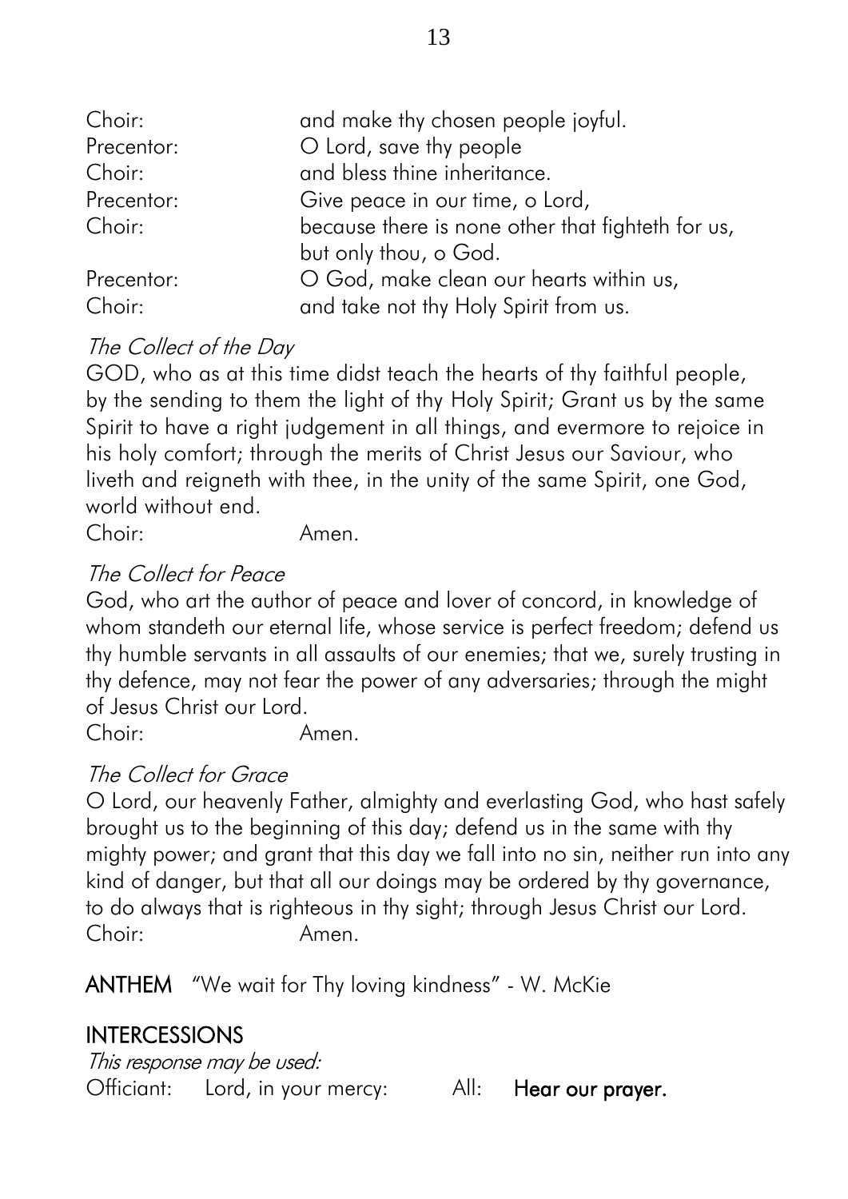| | |
|---|---|
| Choir: | and make thy chosen people joyful. |
| Precentor: | O Lord, save thy people |
| Choir: | and bless thine inheritance. |
| Precentor: | Give peace in our time, o Lord, |
| Choir: | because there is none other that fighteth for us, but only thou, o God. |
| Precentor: | O God, make clean our hearts within us, |
| Choir: | and take not thy Holy Spirit from us. |

*The Collect of the Day*

GOD, who as at this time didst teach the hearts of thy faithful people, by the sending to them the light of thy Holy Spirit; Grant us by the same Spirit to have a right judgement in all things, and evermore to rejoice in his holy comfort; through the merits of Christ Jesus our Saviour, who liveth and reigneth with thee, in the unity of the same Spirit, one God, world without end.

Choir: Amen.

*The Collect for Peace*

God, who art the author of peace and lover of concord, in knowledge of whom standeth our eternal life, whose service is perfect freedom; defend us thy humble servants in all assaults of our enemies; that we, surely trusting in thy defence, may not fear the power of any adversaries; through the might of Jesus Christ our Lord.

Choir: Amen.

*The Collect for Grace*

O Lord, our heavenly Father, almighty and everlasting God, who hast safely brought us to the beginning of this day; defend us in the same with thy mighty power; and grant that this day we fall into no sin, neither run into any kind of danger, but that all our doings may be ordered by thy governance, to do always that is righteous in thy sight; through Jesus Christ our Lord.

Choir: Amen.

**ANTHEM** "We wait for Thy loving kindness" - W. McKie

## INTERCESSIONS

*This response may be used:*

Officiant: Lord, in your mercy: All: **Hear our prayer.**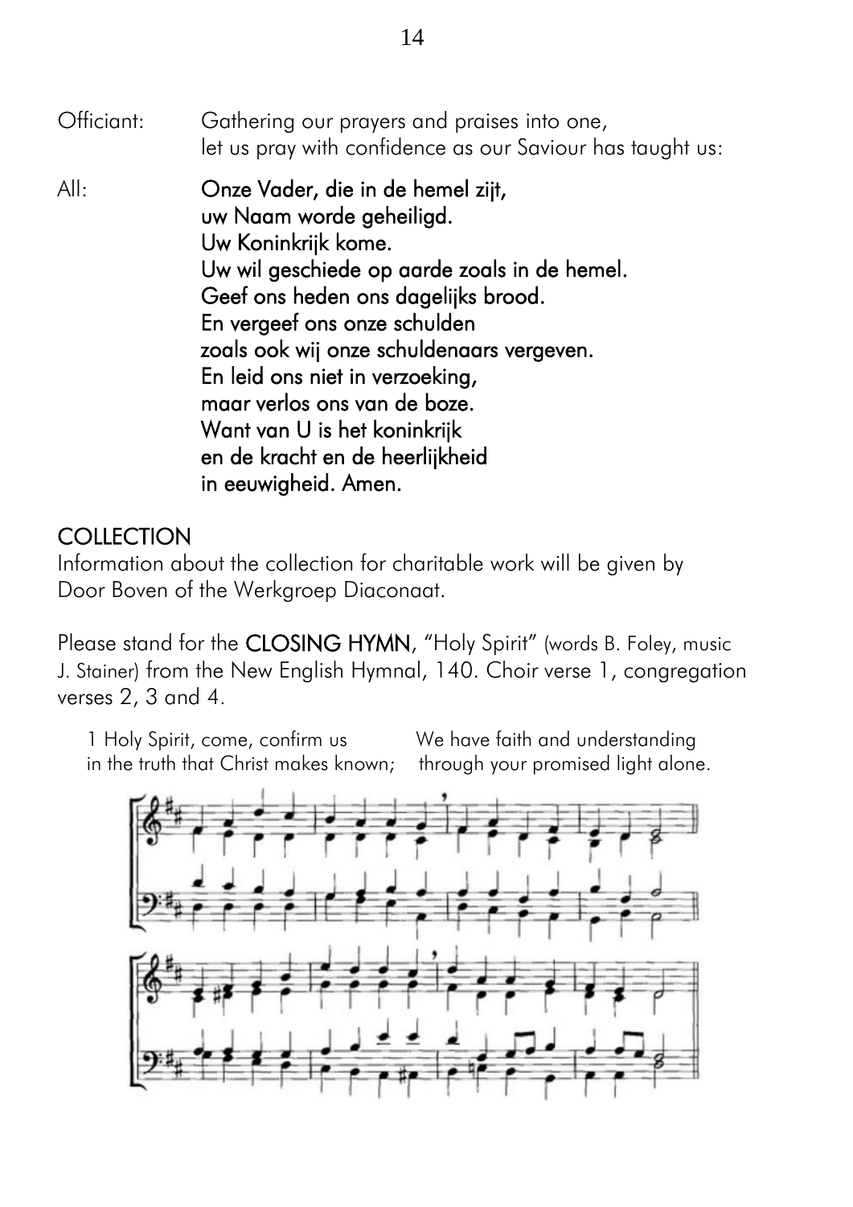Officiant: Gathering our prayers and praises into one, let us pray with confidence as our Saviour has taught us:

All: **Onze Vader, die in de hemel zijt,**
**uw Naam worde geheiligd.**
**Uw Koninkrijk kome.**
**Uw wil geschiede op aarde zoals in de hemel.**
**Geef ons heden ons dagelijks brood.**
**En vergeef ons onze schulden**
**zoals ook wij onze schuldenaars vergeven.**
**En leid ons niet in verzoeking,**
**maar verlos ons van de boze.**
**Want van U is het koninkrijk**
**en de kracht en de heerlijkheid**
**in eeuwigheid. Amen.**

## COLLECTION

Information about the collection for charitable work will be given by Door Boven of the Werkgroep Diaconaat.

Please stand for the **CLOSING HYMN**, "Holy Spirit" (words B. Foley, music J. Stainer) from the New English Hymnal, 140. Choir verse 1, congregation verses 2, 3 and 4.

1 Holy Spirit, come, confirm us
in the truth that Christ makes known;
We have faith and understanding
through your promised light alone.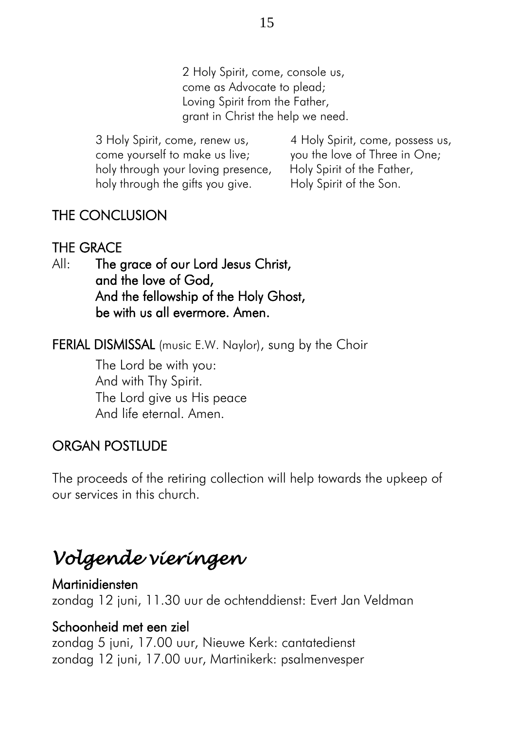2 Holy Spirit, come, console us,
come as Advocate to plead;
Loving Spirit from the Father,
grant in Christ the help we need.

3 Holy Spirit, come, renew us,
come yourself to make us live;
holy through your loving presence,
holy through the gifts you give.

4 Holy Spirit, come, possess us,
you the love of Three in One;
Holy Spirit of the Father,
Holy Spirit of the Son.

## THE CONCLUSION

## THE GRACE

All: **The grace of our Lord Jesus Christ,
and the love of God,
And the fellowship of the Holy Ghost,
be with us all evermore. Amen.**

**FERIAL DISMISSAL** (music E.W. Naylor), sung by the Choir

The Lord be with you:
And with Thy Spirit.
The Lord give us His peace
And life eternal. Amen.

## ORGAN POSTLUDE

The proceeds of the retiring collection will help towards the upkeep of our services in this church.

# *Volgende vieringen*

**Martinidiensten**
zondag 12 juni, 11.30 uur de ochtenddienst: Evert Jan Veldman

**Schoonheid met een ziel**
zondag 5 juni, 17.00 uur, Nieuwe Kerk: cantatedienst
zondag 12 juni, 17.00 uur, Martinikerk: psalmenvesper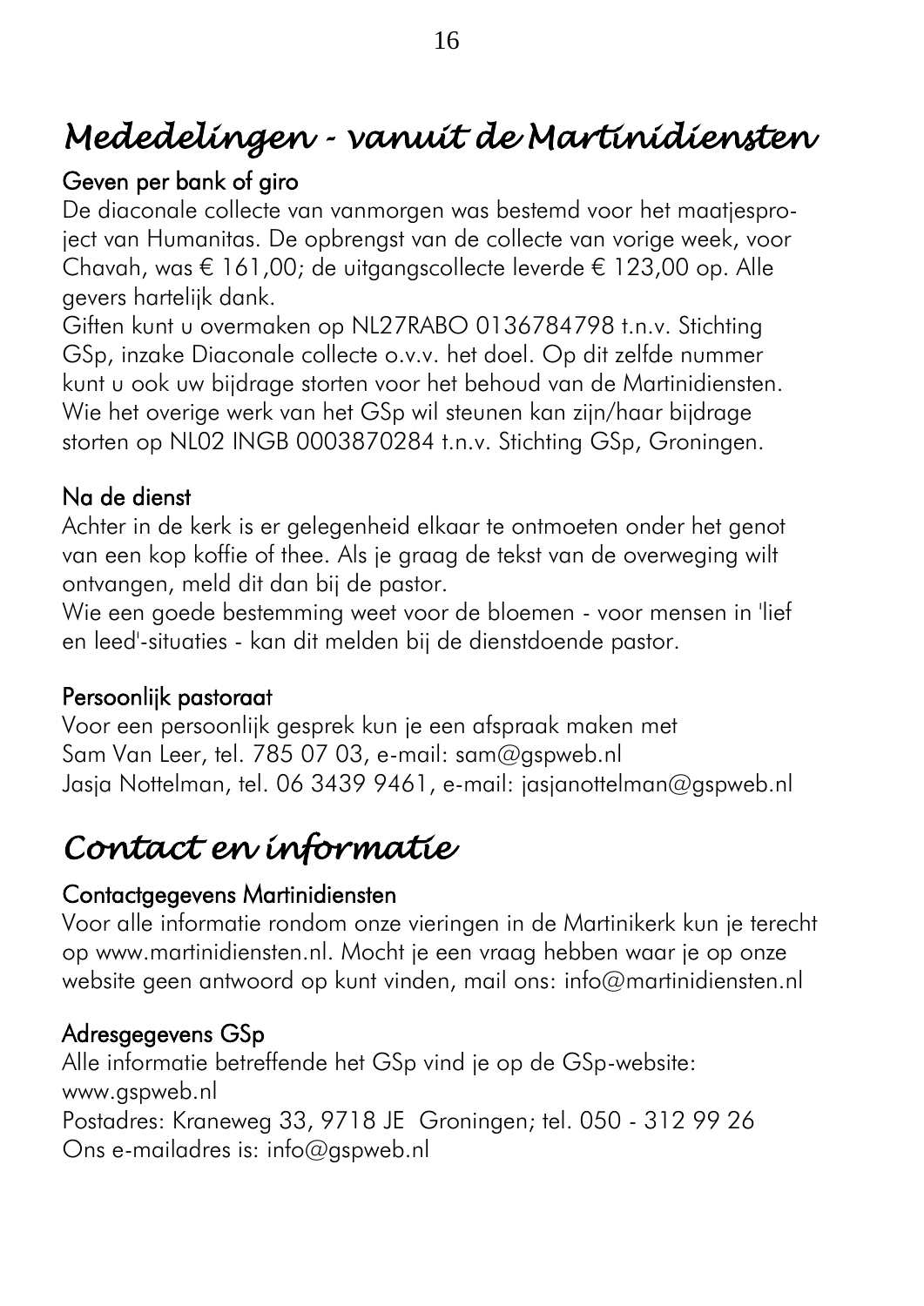# Mededelingen - vanuit de Martinidiensten

## Geven per bank of giro

De diaconale collecte van vanmorgen was bestemd voor het maatjesproject van Humanitas. De opbrengst van de collecte van vorige week, voor Chavah, was € 161,00; de uitgangscollecte leverde € 123,00 op. Alle gevers hartelijk dank.

Giften kunt u overmaken op NL27RABO 0136784798 t.n.v. Stichting GSp, inzake Diaconale collecte o.v.v. het doel. Op dit zelfde nummer kunt u ook uw bijdrage storten voor het behoud van de Martinidiensten. Wie het overige werk van het GSp wil steunen kan zijn/haar bijdrage storten op NL02 INGB 0003870284 t.n.v. Stichting GSp, Groningen.

## Na de dienst

Achter in de kerk is er gelegenheid elkaar te ontmoeten onder het genot van een kop koffie of thee. Als je graag de tekst van de overweging wilt ontvangen, meld dit dan bij de pastor.

Wie een goede bestemming weet voor de bloemen - voor mensen in 'lief en leed'-situaties - kan dit melden bij de dienstdoende pastor.

## Persoonlijk pastoraat

Voor een persoonlijk gesprek kun je een afspraak maken met
Sam Van Leer, tel. 785 07 03, e-mail: sam@gspweb.nl
Jasja Nottelman, tel. 06 3439 9461, e-mail: jasjanottelman@gspweb.nl

# Contact en informatie

## Contactgegevens Martinidiensten

Voor alle informatie rondom onze vieringen in de Martinikerk kun je terecht op www.martinidiensten.nl. Mocht je een vraag hebben waar je op onze website geen antwoord op kunt vinden, mail ons: info@martinidiensten.nl

## Adresgegevens GSp

Alle informatie betreffende het GSp vind je op de GSp-website:
www.gspweb.nl
Postadres: Kraneweg 33, 9718 JE Groningen; tel. 050 - 312 99 26
Ons e-mailadres is: info@gspweb.nl